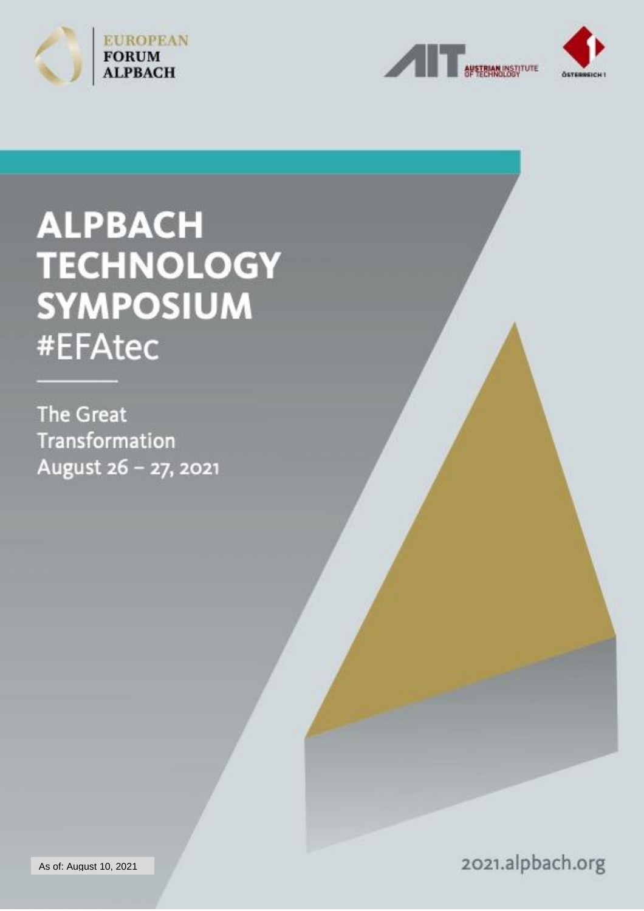EUROPEAN FORUM ALPBACH

AUSTRIAN INSTITUTE OF TECHNOLOGY

ÖSTERREICH 1

# ALPBACH TECHNOLOGY SYMPOSIUM

#EFAtec

The Great Transformation
August 26 – 27, 2021

As of: August 10, 2021

2021.alpbach.org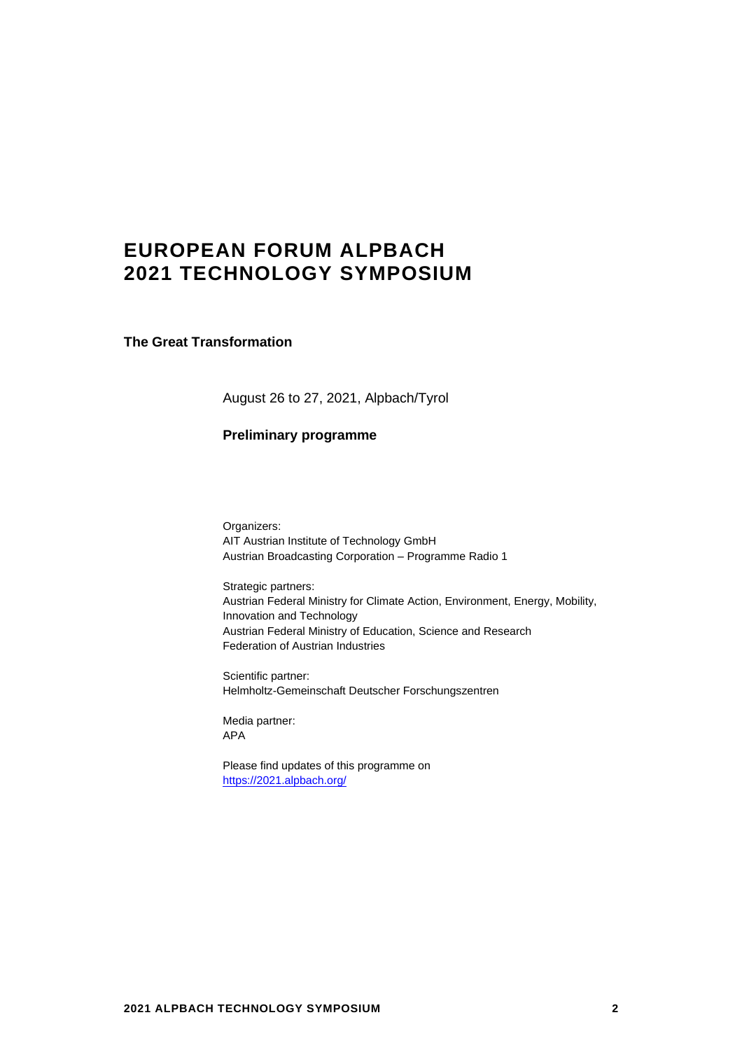# EUROPEAN FORUM ALPBACH 2021 TECHNOLOGY SYMPOSIUM

**The Great Transformation**

August 26 to 27, 2021, Alpbach/Tyrol

**Preliminary programme**

Organizers:
AIT Austrian Institute of Technology GmbH
Austrian Broadcasting Corporation – Programme Radio 1

Strategic partners:
Austrian Federal Ministry for Climate Action, Environment, Energy, Mobility, Innovation and Technology
Austrian Federal Ministry of Education, Science and Research
Federation of Austrian Industries

Scientific partner:
Helmholtz-Gemeinschaft Deutscher Forschungszentren

Media partner:
APA

Please find updates of this programme on
https://2021.alpbach.org/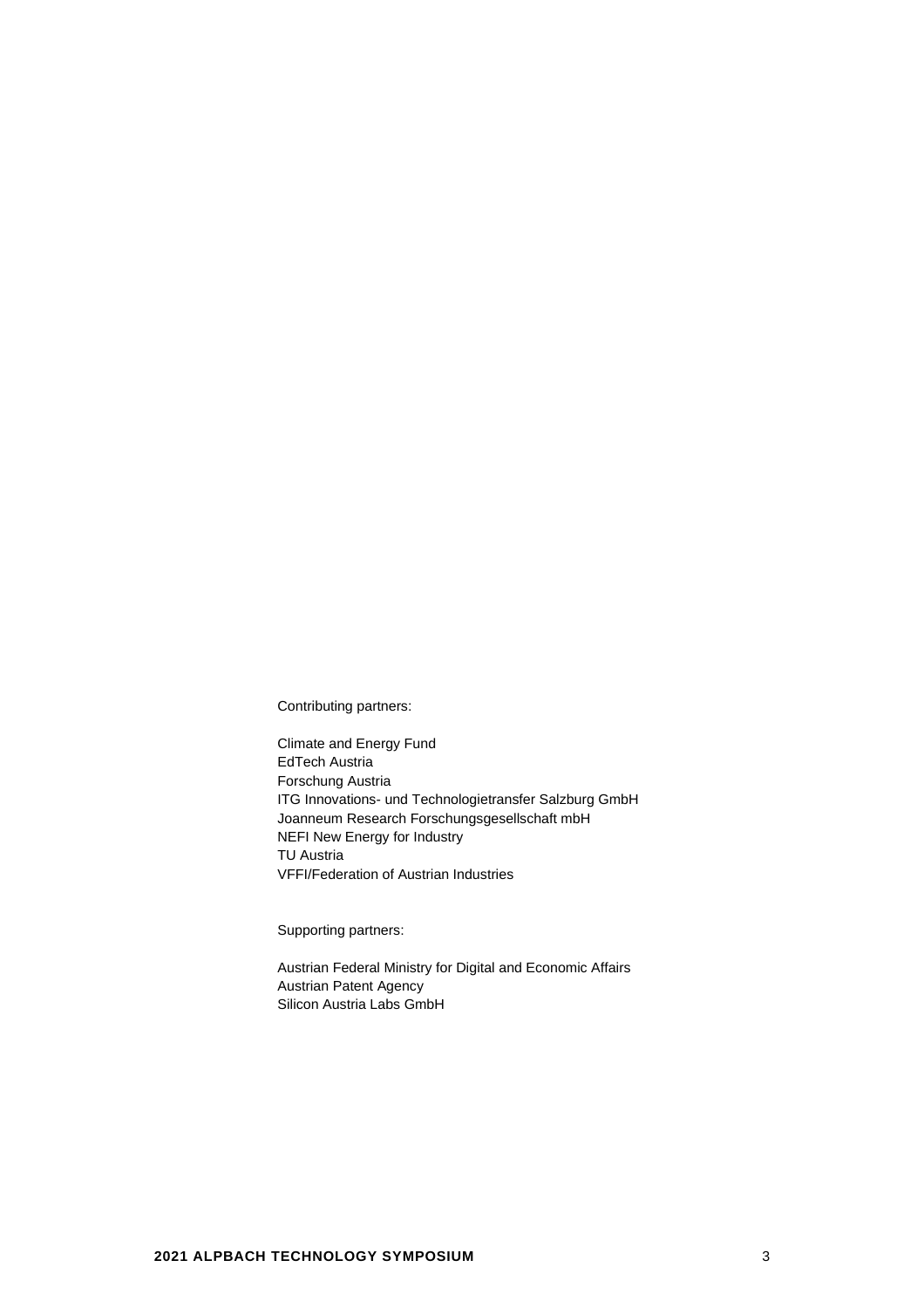Contributing partners:

Climate and Energy Fund
EdTech Austria
Forschung Austria
ITG Innovations- und Technologietransfer Salzburg GmbH
Joanneum Research Forschungsgesellschaft mbH
NEFI New Energy for Industry
TU Austria
VFFI/Federation of Austrian Industries

Supporting partners:

Austrian Federal Ministry for Digital and Economic Affairs
Austrian Patent Agency
Silicon Austria Labs GmbH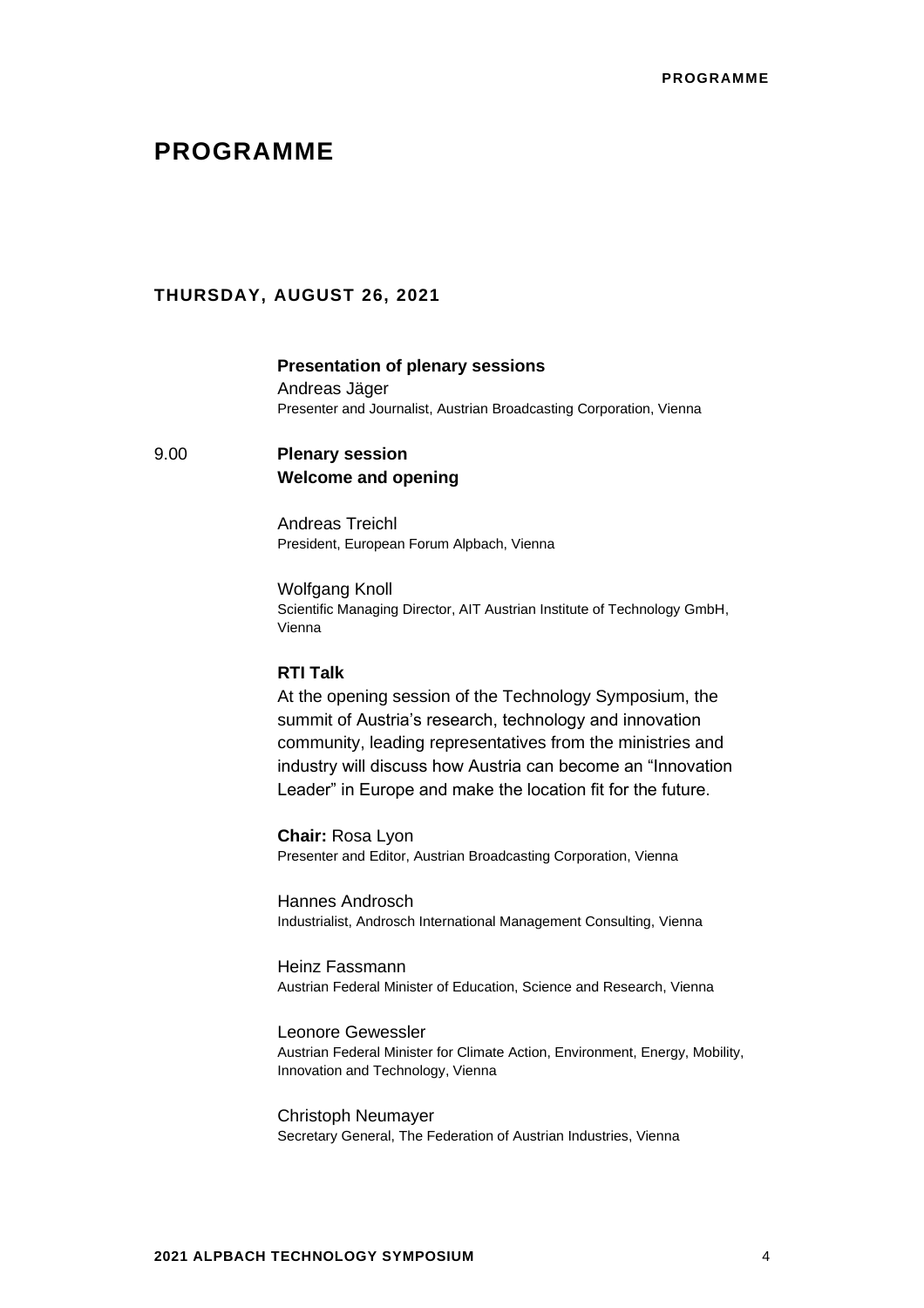# PROGRAMME

## THURSDAY, AUGUST 26, 2021

**Presentation of plenary sessions**
Andreas Jäger
Presenter and Journalist, Austrian Broadcasting Corporation, Vienna

9.00 **Plenary session**
**Welcome and opening**

Andreas Treichl
President, European Forum Alpbach, Vienna

Wolfgang Knoll
Scientific Managing Director, AIT Austrian Institute of Technology GmbH, Vienna

**RTI Talk**

At the opening session of the Technology Symposium, the summit of Austria's research, technology and innovation community, leading representatives from the ministries and industry will discuss how Austria can become an "Innovation Leader" in Europe and make the location fit for the future.

**Chair:** Rosa Lyon
Presenter and Editor, Austrian Broadcasting Corporation, Vienna

Hannes Androsch
Industrialist, Androsch International Management Consulting, Vienna

Heinz Fassmann
Austrian Federal Minister of Education, Science and Research, Vienna

Leonore Gewessler
Austrian Federal Minister for Climate Action, Environment, Energy, Mobility, Innovation and Technology, Vienna

Christoph Neumayer
Secretary General, The Federation of Austrian Industries, Vienna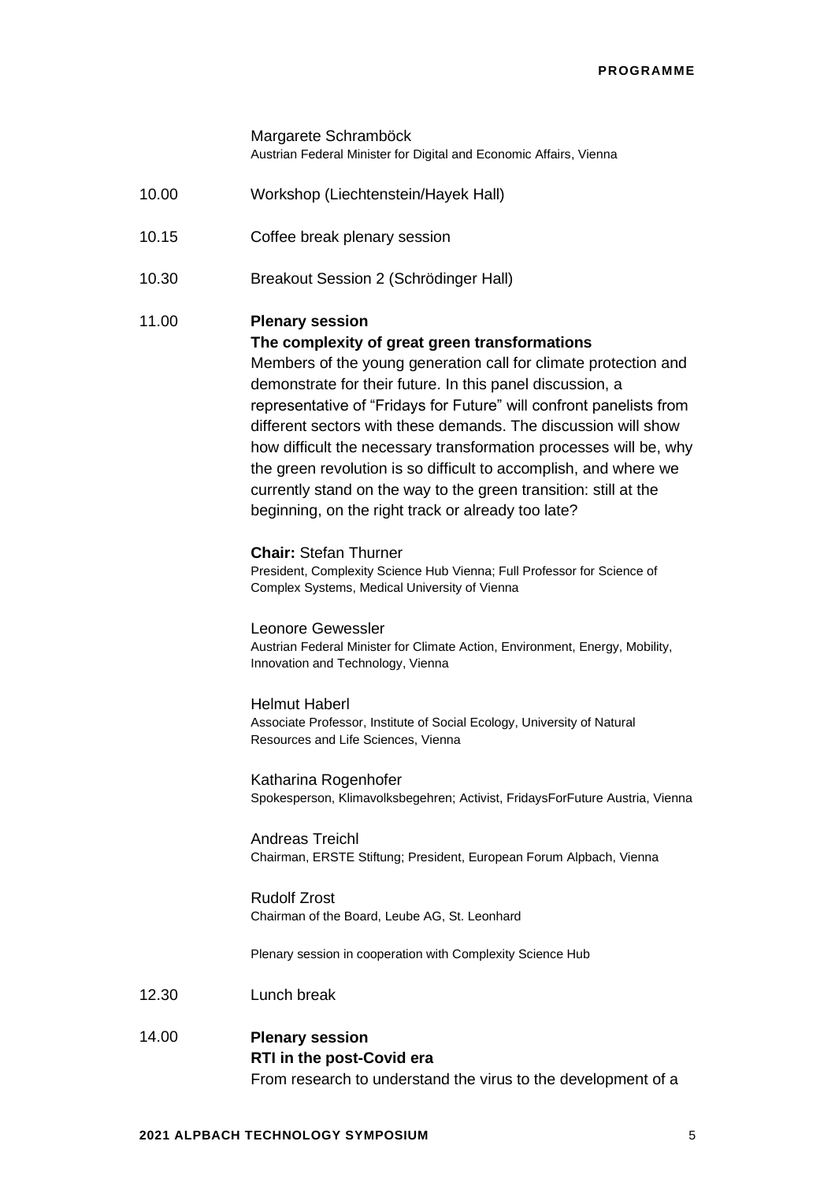Margarete Schramböck
Austrian Federal Minister for Digital and Economic Affairs, Vienna

10.00 Workshop (Liechtenstein/Hayek Hall)

10.15 Coffee break plenary session

10.30 Breakout Session 2 (Schrödinger Hall)

11.00 **Plenary session**
**The complexity of great green transformations**
Members of the young generation call for climate protection and demonstrate for their future. In this panel discussion, a representative of "Fridays for Future" will confront panelists from different sectors with these demands. The discussion will show how difficult the necessary transformation processes will be, why the green revolution is so difficult to accomplish, and where we currently stand on the way to the green transition: still at the beginning, on the right track or already too late?

**Chair:** Stefan Thurner
President, Complexity Science Hub Vienna; Full Professor for Science of Complex Systems, Medical University of Vienna

Leonore Gewessler
Austrian Federal Minister for Climate Action, Environment, Energy, Mobility, Innovation and Technology, Vienna

Helmut Haberl
Associate Professor, Institute of Social Ecology, University of Natural Resources and Life Sciences, Vienna

Katharina Rogenhofer
Spokesperson, Klimavolksbegehren; Activist, FridaysForFuture Austria, Vienna

Andreas Treichl
Chairman, ERSTE Stiftung; President, European Forum Alpbach, Vienna

Rudolf Zrost
Chairman of the Board, Leube AG, St. Leonhard

Plenary session in cooperation with Complexity Science Hub

12.30 Lunch break

14.00 **Plenary session**
**RTI in the post-Covid era**
From research to understand the virus to the development of a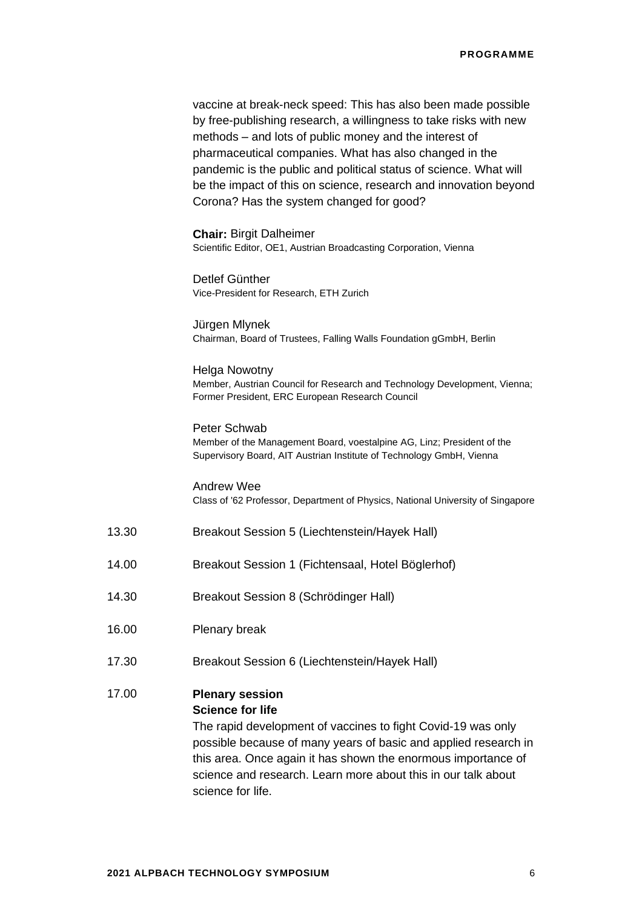vaccine at break-neck speed: This has also been made possible by free-publishing research, a willingness to take risks with new methods – and lots of public money and the interest of pharmaceutical companies. What has also changed in the pandemic is the public and political status of science. What will be the impact of this on science, research and innovation beyond Corona? Has the system changed for good?

**Chair:** Birgit Dalheimer
Scientific Editor, OE1, Austrian Broadcasting Corporation, Vienna

Detlef Günther
Vice-President for Research, ETH Zurich

Jürgen Mlynek
Chairman, Board of Trustees, Falling Walls Foundation gGmbH, Berlin

Helga Nowotny
Member, Austrian Council for Research and Technology Development, Vienna; Former President, ERC European Research Council

Peter Schwab
Member of the Management Board, voestalpine AG, Linz; President of the Supervisory Board, AIT Austrian Institute of Technology GmbH, Vienna

Andrew Wee
Class of '62 Professor, Department of Physics, National University of Singapore

13.30 Breakout Session 5 (Liechtenstein/Hayek Hall)

14.00 Breakout Session 1 (Fichtensaal, Hotel Böglerhof)

14.30 Breakout Session 8 (Schrödinger Hall)

16.00 Plenary break

17.30 Breakout Session 6 (Liechtenstein/Hayek Hall)

17.00 **Plenary session**
**Science for life**
The rapid development of vaccines to fight Covid-19 was only possible because of many years of basic and applied research in this area. Once again it has shown the enormous importance of science and research. Learn more about this in our talk about science for life.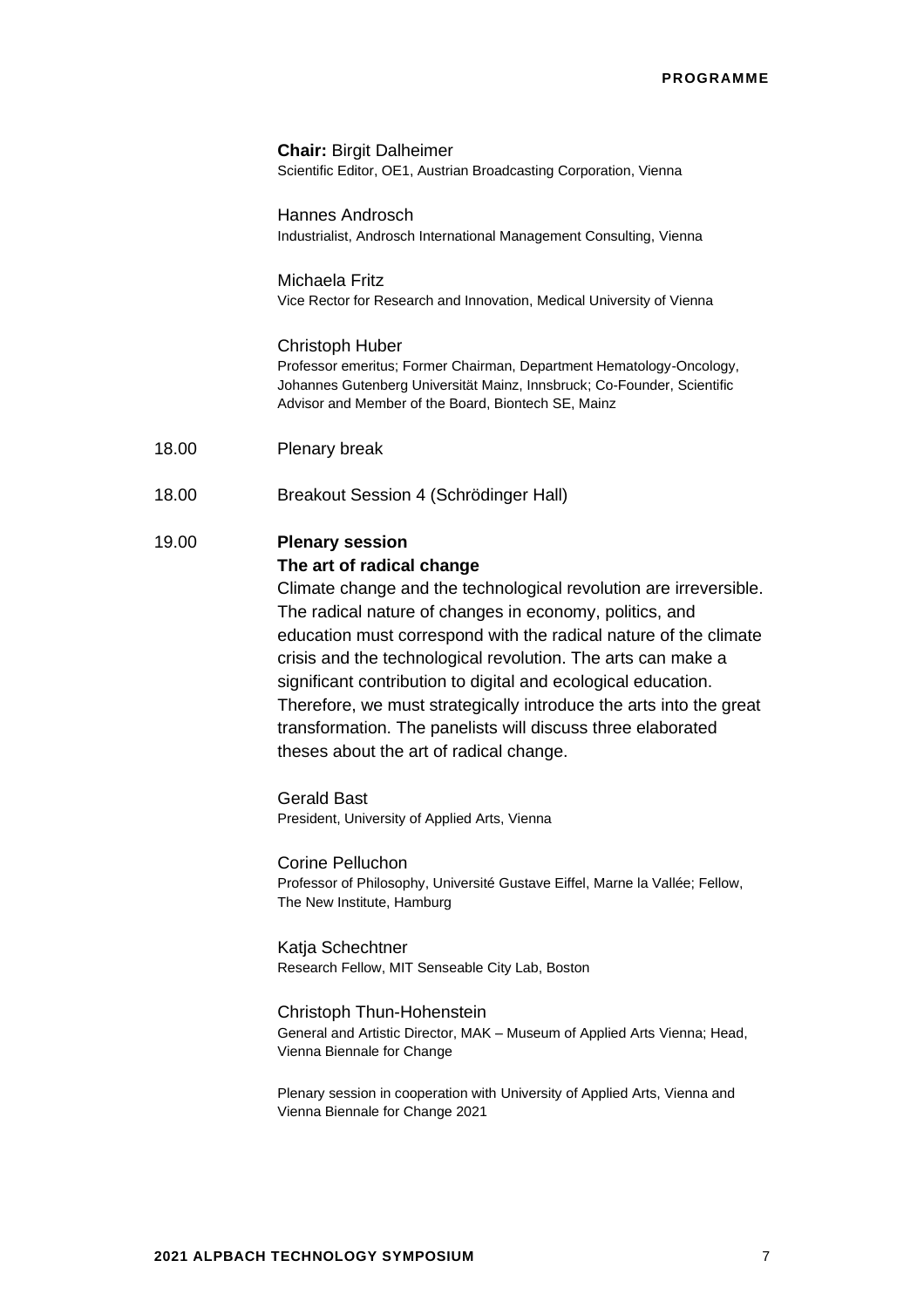**Chair:** Birgit Dalheimer
Scientific Editor, OE1, Austrian Broadcasting Corporation, Vienna

Hannes Androsch
Industrialist, Androsch International Management Consulting, Vienna

Michaela Fritz
Vice Rector for Research and Innovation, Medical University of Vienna

Christoph Huber
Professor emeritus; Former Chairman, Department Hematology-Oncology, Johannes Gutenberg Universität Mainz, Innsbruck; Co-Founder, Scientific Advisor and Member of the Board, Biontech SE, Mainz

18.00 Plenary break

18.00 Breakout Session 4 (Schrödinger Hall)

19.00 **Plenary session**
**The art of radical change**

Climate change and the technological revolution are irreversible. The radical nature of changes in economy, politics, and education must correspond with the radical nature of the climate crisis and the technological revolution. The arts can make a significant contribution to digital and ecological education. Therefore, we must strategically introduce the arts into the great transformation. The panelists will discuss three elaborated theses about the art of radical change.

Gerald Bast
President, University of Applied Arts, Vienna

Corine Pelluchon
Professor of Philosophy, Université Gustave Eiffel, Marne la Vallée; Fellow, The New Institute, Hamburg

Katja Schechtner
Research Fellow, MIT Senseable City Lab, Boston

Christoph Thun-Hohenstein
General and Artistic Director, MAK – Museum of Applied Arts Vienna; Head, Vienna Biennale for Change

Plenary session in cooperation with University of Applied Arts, Vienna and Vienna Biennale for Change 2021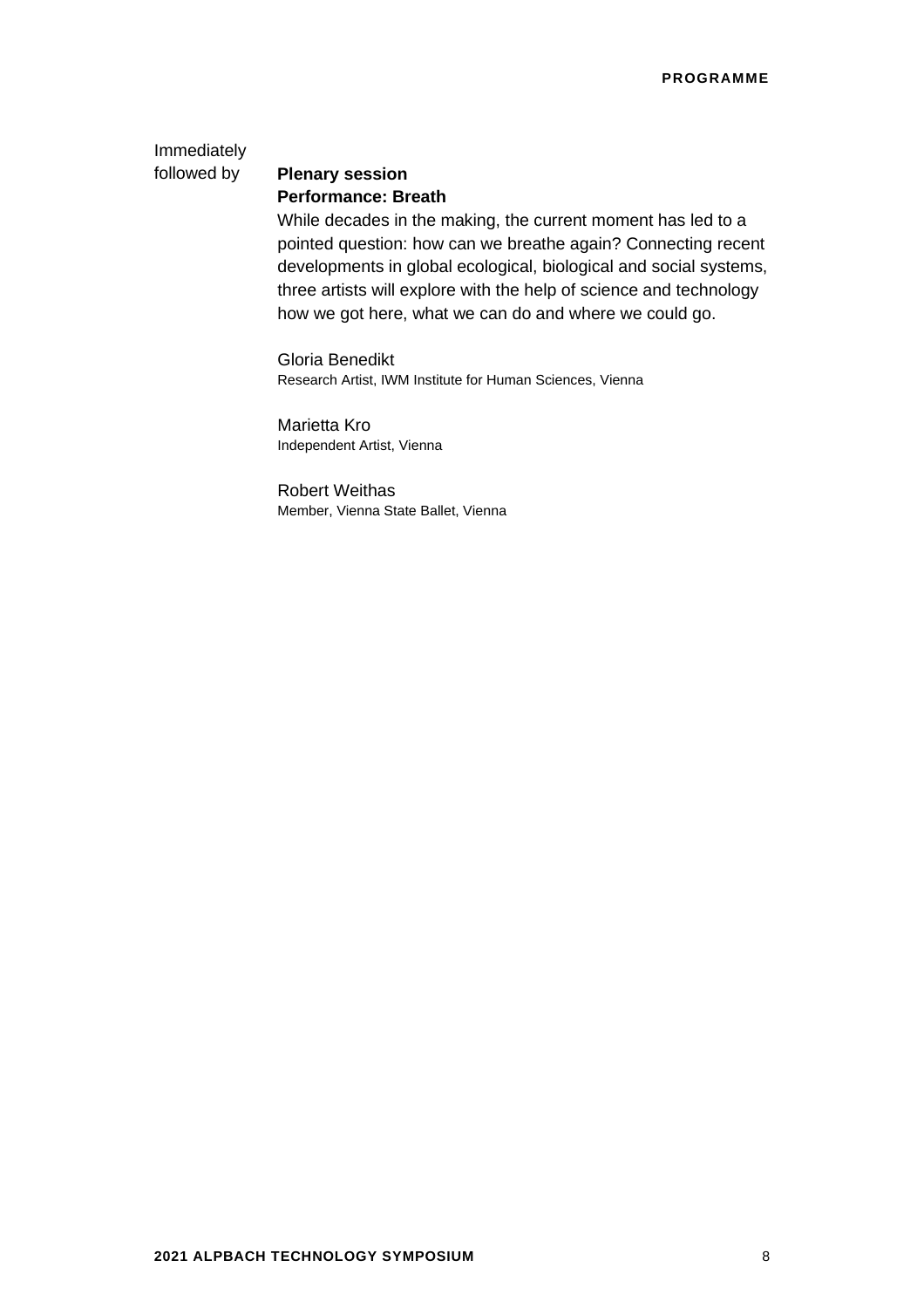Immediately followed by

**Plenary session**
**Performance: Breath**

While decades in the making, the current moment has led to a pointed question: how can we breathe again? Connecting recent developments in global ecological, biological and social systems, three artists will explore with the help of science and technology how we got here, what we can do and where we could go.

Gloria Benedikt
Research Artist, IWM Institute for Human Sciences, Vienna

Marietta Kro
Independent Artist, Vienna

Robert Weithas
Member, Vienna State Ballet, Vienna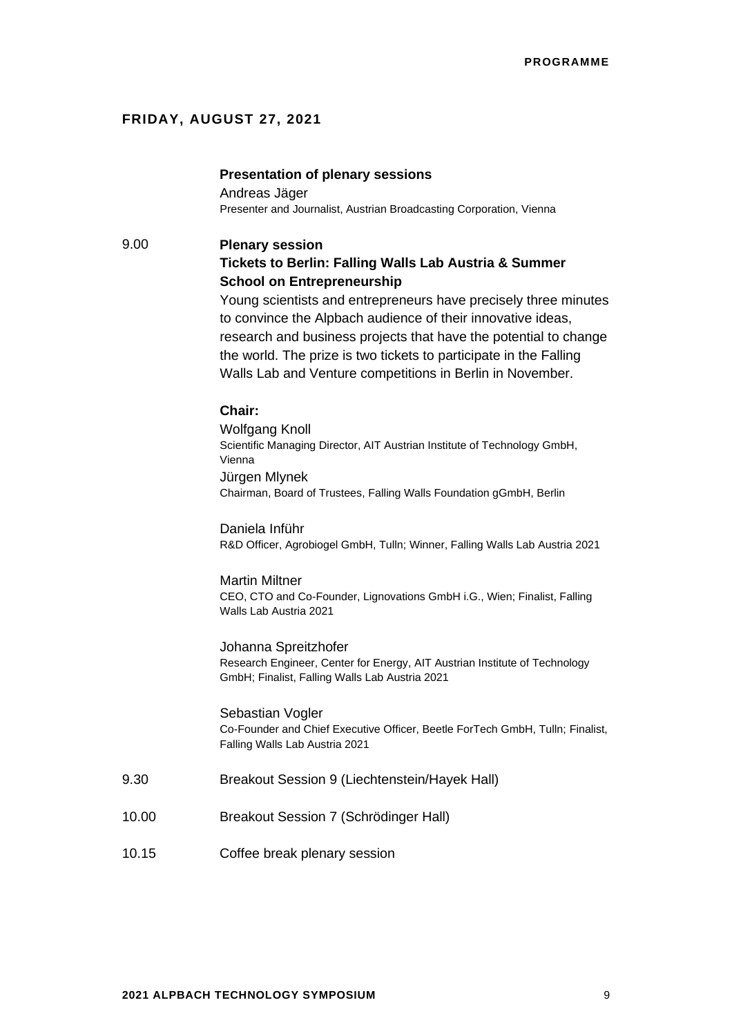## FRIDAY, AUGUST 27, 2021

**Presentation of plenary sessions**
Andreas Jäger
Presenter and Journalist, Austrian Broadcasting Corporation, Vienna

9.00 **Plenary session**
**Tickets to Berlin: Falling Walls Lab Austria & Summer School on Entrepreneurship**

Young scientists and entrepreneurs have precisely three minutes to convince the Alpbach audience of their innovative ideas, research and business projects that have the potential to change the world. The prize is two tickets to participate in the Falling Walls Lab and Venture competitions in Berlin in November.

**Chair:**

Wolfgang Knoll
Scientific Managing Director, AIT Austrian Institute of Technology GmbH, Vienna

Jürgen Mlynek
Chairman, Board of Trustees, Falling Walls Foundation gGmbH, Berlin

Daniela Inführ
R&D Officer, Agrobiogel GmbH, Tulln; Winner, Falling Walls Lab Austria 2021

Martin Miltner
CEO, CTO and Co-Founder, Lignovations GmbH i.G., Wien; Finalist, Falling Walls Lab Austria 2021

Johanna Spreitzhofer
Research Engineer, Center for Energy, AIT Austrian Institute of Technology GmbH; Finalist, Falling Walls Lab Austria 2021

Sebastian Vogler
Co-Founder and Chief Executive Officer, Beetle ForTech GmbH, Tulln; Finalist, Falling Walls Lab Austria 2021

9.30 Breakout Session 9 (Liechtenstein/Hayek Hall)

10.00 Breakout Session 7 (Schrödinger Hall)

10.15 Coffee break plenary session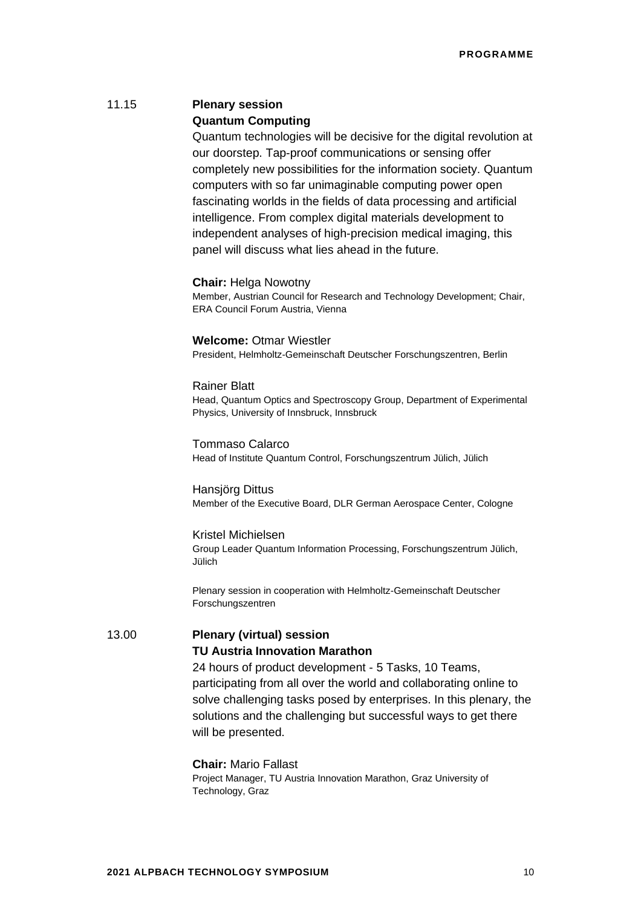11.15 **Plenary session**

**Quantum Computing**

Quantum technologies will be decisive for the digital revolution at our doorstep. Tap-proof communications or sensing offer completely new possibilities for the information society. Quantum computers with so far unimaginable computing power open fascinating worlds in the fields of data processing and artificial intelligence. From complex digital materials development to independent analyses of high-precision medical imaging, this panel will discuss what lies ahead in the future.

**Chair:** Helga Nowotny
Member, Austrian Council for Research and Technology Development; Chair, ERA Council Forum Austria, Vienna

**Welcome:** Otmar Wiestler
President, Helmholtz-Gemeinschaft Deutscher Forschungszentren, Berlin

Rainer Blatt
Head, Quantum Optics and Spectroscopy Group, Department of Experimental Physics, University of Innsbruck, Innsbruck

Tommaso Calarco
Head of Institute Quantum Control, Forschungszentrum Jülich, Jülich

Hansjörg Dittus
Member of the Executive Board, DLR German Aerospace Center, Cologne

Kristel Michielsen
Group Leader Quantum Information Processing, Forschungszentrum Jülich, Jülich

Plenary session in cooperation with Helmholtz-Gemeinschaft Deutscher Forschungszentren

13.00 **Plenary (virtual) session**

**TU Austria Innovation Marathon**

24 hours of product development - 5 Tasks, 10 Teams, participating from all over the world and collaborating online to solve challenging tasks posed by enterprises. In this plenary, the solutions and the challenging but successful ways to get there will be presented.

**Chair:** Mario Fallast
Project Manager, TU Austria Innovation Marathon, Graz University of Technology, Graz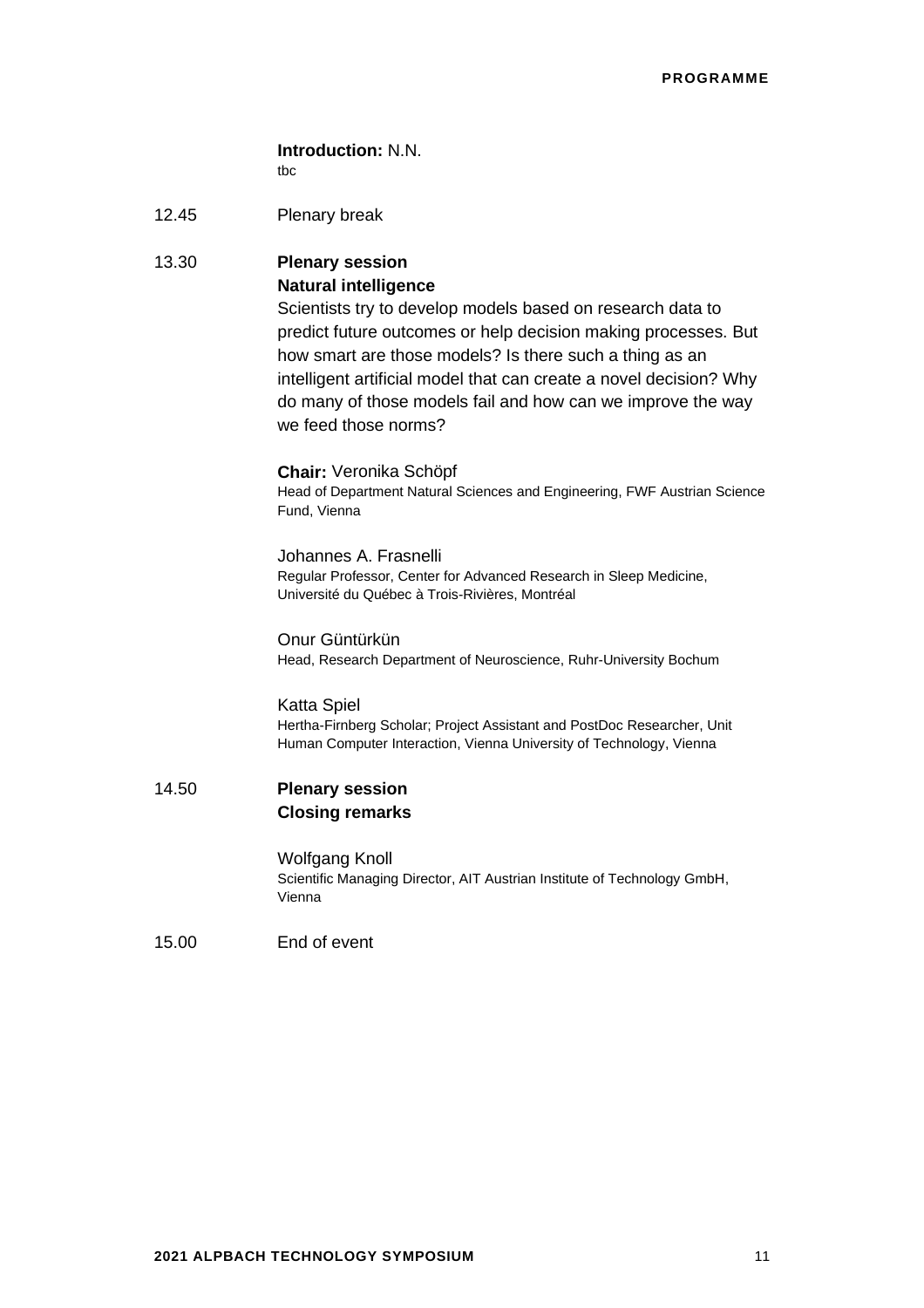**Introduction:** N.N.
tbc

12.45 Plenary break

13.30 **Plenary session**
**Natural intelligence**

Scientists try to develop models based on research data to predict future outcomes or help decision making processes. But how smart are those models? Is there such a thing as an intelligent artificial model that can create a novel decision? Why do many of those models fail and how can we improve the way we feed those norms?

**Chair:** Veronika Schöpf
Head of Department Natural Sciences and Engineering, FWF Austrian Science Fund, Vienna

Johannes A. Frasnelli
Regular Professor, Center for Advanced Research in Sleep Medicine, Université du Québec à Trois-Rivières, Montréal

Onur Güntürkün
Head, Research Department of Neuroscience, Ruhr-University Bochum

Katta Spiel
Hertha-Firnberg Scholar; Project Assistant and PostDoc Researcher, Unit Human Computer Interaction, Vienna University of Technology, Vienna

14.50 **Plenary session**
**Closing remarks**

Wolfgang Knoll
Scientific Managing Director, AIT Austrian Institute of Technology GmbH, Vienna

15.00 End of event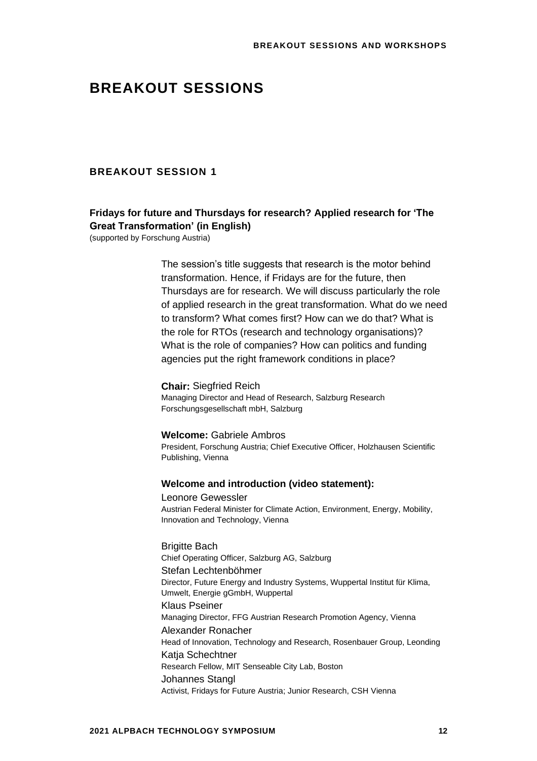# BREAKOUT SESSIONS

## BREAKOUT SESSION 1

### Fridays for future and Thursdays for research? Applied research for 'The Great Transformation' (in English)

(supported by Forschung Austria)

The session's title suggests that research is the motor behind transformation. Hence, if Fridays are for the future, then Thursdays are for research. We will discuss particularly the role of applied research in the great transformation. What do we need to transform? What comes first? How can we do that? What is the role for RTOs (research and technology organisations)? What is the role of companies? How can politics and funding agencies put the right framework conditions in place?

**Chair:** Siegfried Reich
Managing Director and Head of Research, Salzburg Research Forschungsgesellschaft mbH, Salzburg

**Welcome:** Gabriele Ambros
President, Forschung Austria; Chief Executive Officer, Holzhausen Scientific Publishing, Vienna

**Welcome and introduction (video statement):**

Leonore Gewessler
Austrian Federal Minister for Climate Action, Environment, Energy, Mobility, Innovation and Technology, Vienna

Brigitte Bach
Chief Operating Officer, Salzburg AG, Salzburg

Stefan Lechtenböhmer
Director, Future Energy and Industry Systems, Wuppertal Institut für Klima, Umwelt, Energie gGmbH, Wuppertal

Klaus Pseiner
Managing Director, FFG Austrian Research Promotion Agency, Vienna

Alexander Ronacher
Head of Innovation, Technology and Research, Rosenbauer Group, Leonding

Katja Schechtner
Research Fellow, MIT Senseable City Lab, Boston

Johannes Stangl
Activist, Fridays for Future Austria; Junior Research, CSH Vienna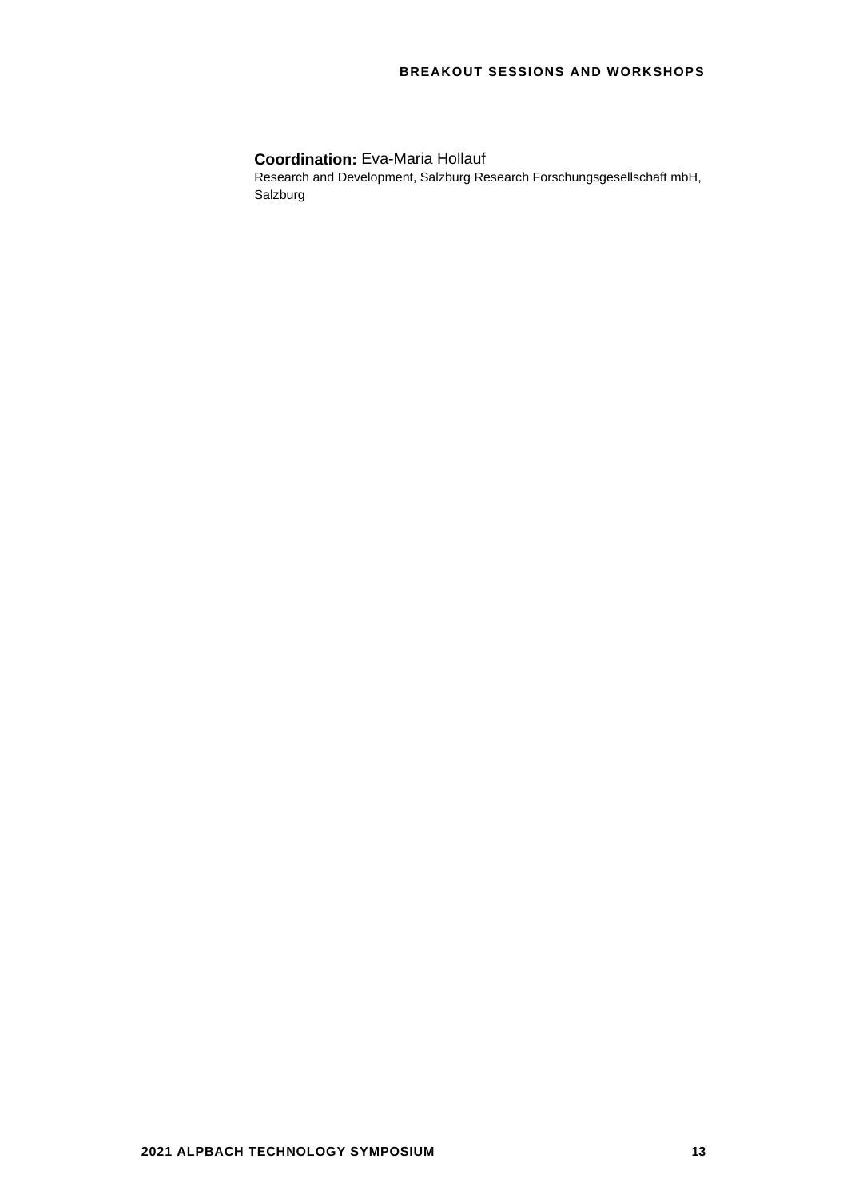**Coordination:** Eva-Maria Hollauf
Research and Development, Salzburg Research Forschungsgesellschaft mbH, Salzburg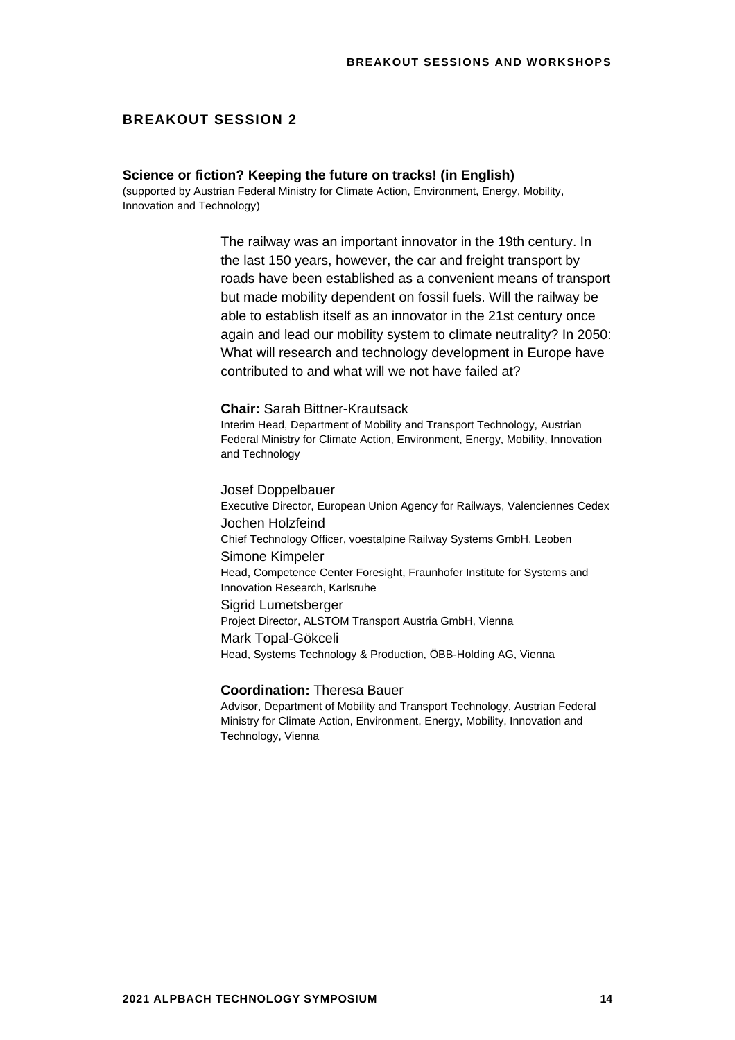## BREAKOUT SESSION 2

### Science or fiction? Keeping the future on tracks! (in English)

(supported by Austrian Federal Ministry for Climate Action, Environment, Energy, Mobility, Innovation and Technology)

The railway was an important innovator in the 19th century. In the last 150 years, however, the car and freight transport by roads have been established as a convenient means of transport but made mobility dependent on fossil fuels. Will the railway be able to establish itself as an innovator in the 21st century once again and lead our mobility system to climate neutrality? In 2050: What will research and technology development in Europe have contributed to and what will we not have failed at?

**Chair:** Sarah Bittner-Krautsack
Interim Head, Department of Mobility and Transport Technology, Austrian Federal Ministry for Climate Action, Environment, Energy, Mobility, Innovation and Technology

Josef Doppelbauer
Executive Director, European Union Agency for Railways, Valenciennes Cedex

Jochen Holzfeind
Chief Technology Officer, voestalpine Railway Systems GmbH, Leoben

Simone Kimpeler
Head, Competence Center Foresight, Fraunhofer Institute for Systems and Innovation Research, Karlsruhe

Sigrid Lumetsberger
Project Director, ALSTOM Transport Austria GmbH, Vienna

Mark Topal-Gökceli
Head, Systems Technology & Production, ÖBB-Holding AG, Vienna

**Coordination:** Theresa Bauer
Advisor, Department of Mobility and Transport Technology, Austrian Federal Ministry for Climate Action, Environment, Energy, Mobility, Innovation and Technology, Vienna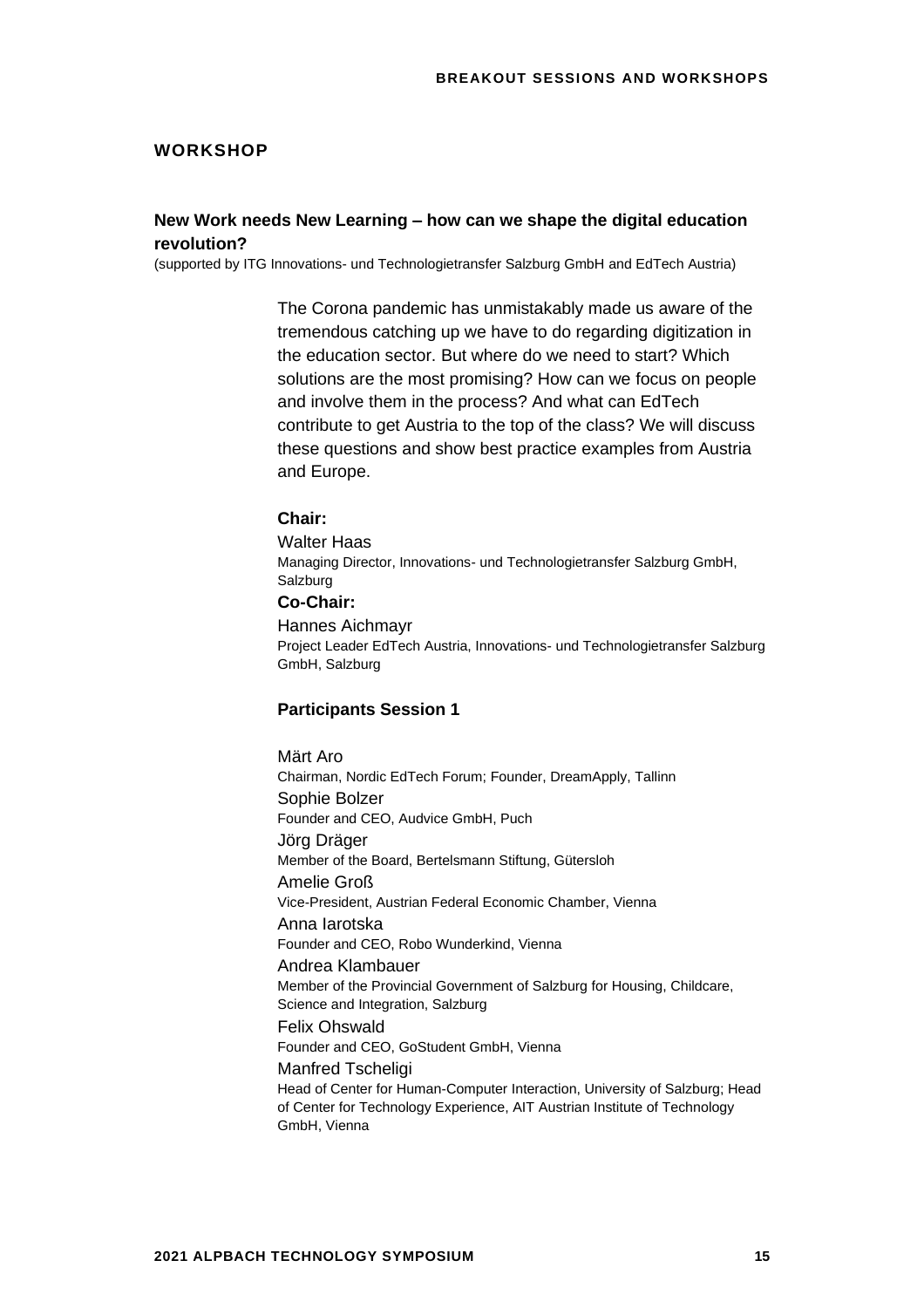## WORKSHOP

### New Work needs New Learning – how can we shape the digital education revolution?

(supported by ITG Innovations- und Technologietransfer Salzburg GmbH and EdTech Austria)

The Corona pandemic has unmistakably made us aware of the tremendous catching up we have to do regarding digitization in the education sector. But where do we need to start? Which solutions are the most promising? How can we focus on people and involve them in the process? And what can EdTech contribute to get Austria to the top of the class? We will discuss these questions and show best practice examples from Austria and Europe.

**Chair:**

Walter Haas
Managing Director, Innovations- und Technologietransfer Salzburg GmbH, Salzburg

**Co-Chair:**

Hannes Aichmayr
Project Leader EdTech Austria, Innovations- und Technologietransfer Salzburg GmbH, Salzburg

**Participants Session 1**

Märt Aro
Chairman, Nordic EdTech Forum; Founder, DreamApply, Tallinn

Sophie Bolzer
Founder and CEO, Audvice GmbH, Puch

Jörg Dräger
Member of the Board, Bertelsmann Stiftung, Gütersloh

Amelie Groß
Vice-President, Austrian Federal Economic Chamber, Vienna

Anna Iarotska
Founder and CEO, Robo Wunderkind, Vienna

Andrea Klambauer
Member of the Provincial Government of Salzburg for Housing, Childcare, Science and Integration, Salzburg

Felix Ohswald
Founder and CEO, GoStudent GmbH, Vienna

Manfred Tscheligi
Head of Center for Human-Computer Interaction, University of Salzburg; Head of Center for Technology Experience, AIT Austrian Institute of Technology GmbH, Vienna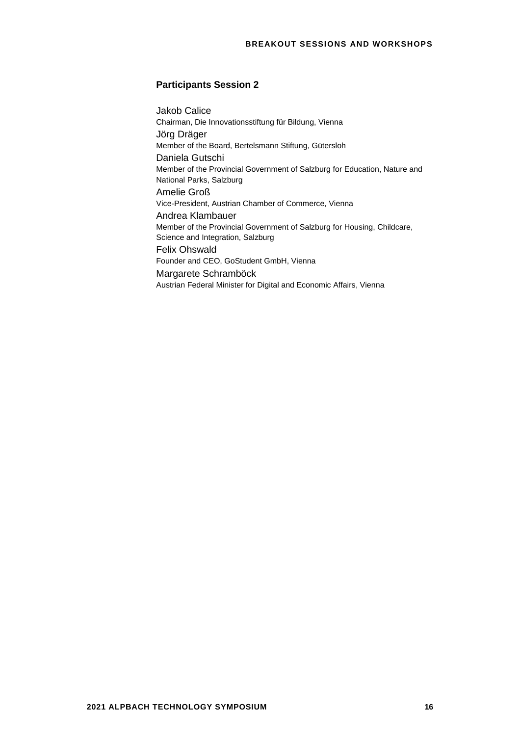## Participants Session 2

Jakob Calice
Chairman, Die Innovationsstiftung für Bildung, Vienna

Jörg Dräger
Member of the Board, Bertelsmann Stiftung, Gütersloh

Daniela Gutschi
Member of the Provincial Government of Salzburg for Education, Nature and National Parks, Salzburg

Amelie Groß
Vice-President, Austrian Chamber of Commerce, Vienna

Andrea Klambauer
Member of the Provincial Government of Salzburg for Housing, Childcare, Science and Integration, Salzburg

Felix Ohswald
Founder and CEO, GoStudent GmbH, Vienna

Margarete Schramböck
Austrian Federal Minister for Digital and Economic Affairs, Vienna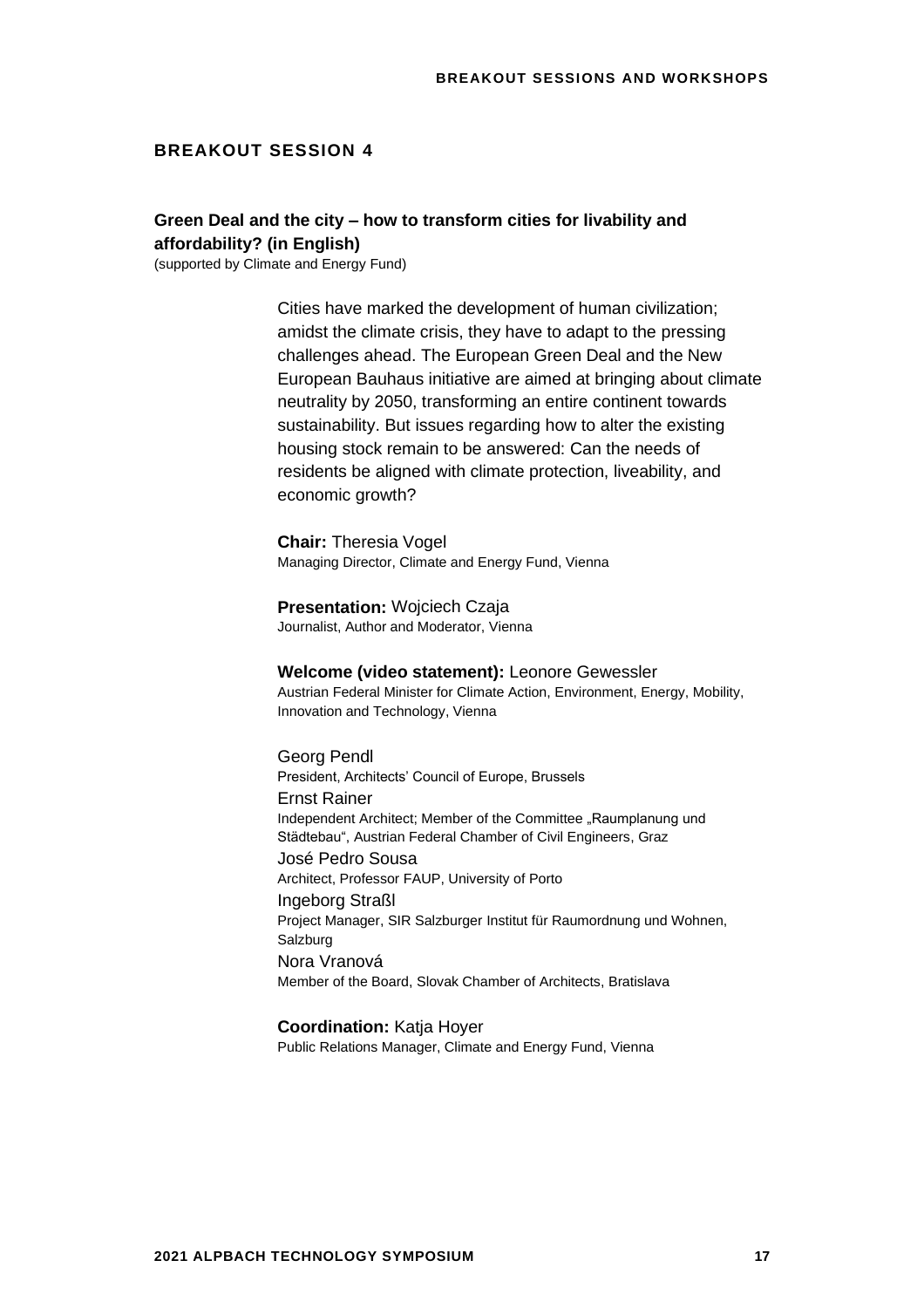## BREAKOUT SESSION 4

### Green Deal and the city – how to transform cities for livability and affordability? (in English)

(supported by Climate and Energy Fund)

Cities have marked the development of human civilization; amidst the climate crisis, they have to adapt to the pressing challenges ahead. The European Green Deal and the New European Bauhaus initiative are aimed at bringing about climate neutrality by 2050, transforming an entire continent towards sustainability. But issues regarding how to alter the existing housing stock remain to be answered: Can the needs of residents be aligned with climate protection, liveability, and economic growth?

**Chair:** Theresia Vogel
Managing Director, Climate and Energy Fund, Vienna

**Presentation:** Wojciech Czaja
Journalist, Author and Moderator, Vienna

**Welcome (video statement):** Leonore Gewessler
Austrian Federal Minister for Climate Action, Environment, Energy, Mobility, Innovation and Technology, Vienna

Georg Pendl
President, Architects' Council of Europe, Brussels

Ernst Rainer
Independent Architect; Member of the Committee „Raumplanung und Städtebau", Austrian Federal Chamber of Civil Engineers, Graz

José Pedro Sousa
Architect, Professor FAUP, University of Porto

Ingeborg Straßl
Project Manager, SIR Salzburger Institut für Raumordnung und Wohnen, Salzburg

Nora Vranová
Member of the Board, Slovak Chamber of Architects, Bratislava

**Coordination:** Katja Hoyer
Public Relations Manager, Climate and Energy Fund, Vienna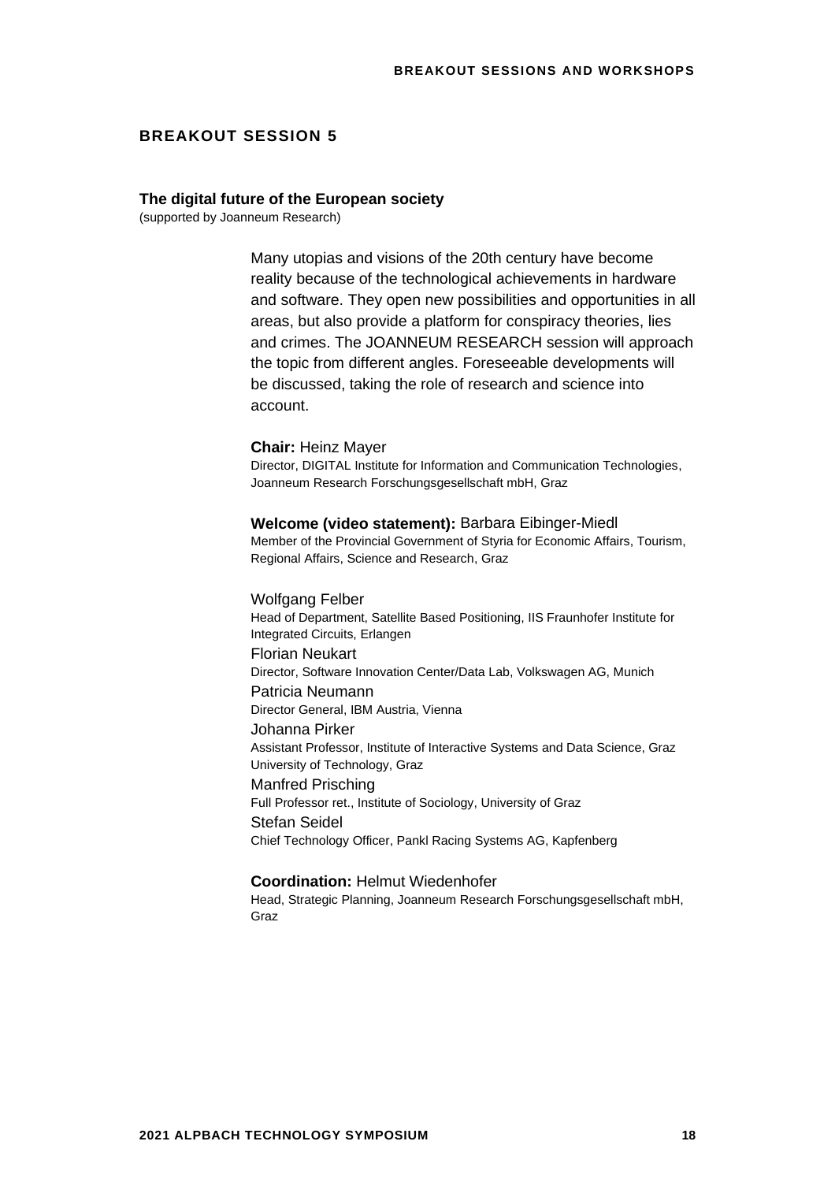## BREAKOUT SESSION 5

### The digital future of the European society

(supported by Joanneum Research)

Many utopias and visions of the 20th century have become reality because of the technological achievements in hardware and software. They open new possibilities and opportunities in all areas, but also provide a platform for conspiracy theories, lies and crimes. The JOANNEUM RESEARCH session will approach the topic from different angles. Foreseeable developments will be discussed, taking the role of research and science into account.

**Chair:** Heinz Mayer
Director, DIGITAL Institute for Information and Communication Technologies, Joanneum Research Forschungsgesellschaft mbH, Graz

**Welcome (video statement):** Barbara Eibinger-Miedl
Member of the Provincial Government of Styria for Economic Affairs, Tourism, Regional Affairs, Science and Research, Graz

Wolfgang Felber
Head of Department, Satellite Based Positioning, IIS Fraunhofer Institute for Integrated Circuits, Erlangen

Florian Neukart
Director, Software Innovation Center/Data Lab, Volkswagen AG, Munich

Patricia Neumann
Director General, IBM Austria, Vienna

Johanna Pirker
Assistant Professor, Institute of Interactive Systems and Data Science, Graz University of Technology, Graz

Manfred Prisching
Full Professor ret., Institute of Sociology, University of Graz

Stefan Seidel
Chief Technology Officer, Pankl Racing Systems AG, Kapfenberg

**Coordination:** Helmut Wiedenhofer
Head, Strategic Planning, Joanneum Research Forschungsgesellschaft mbH, Graz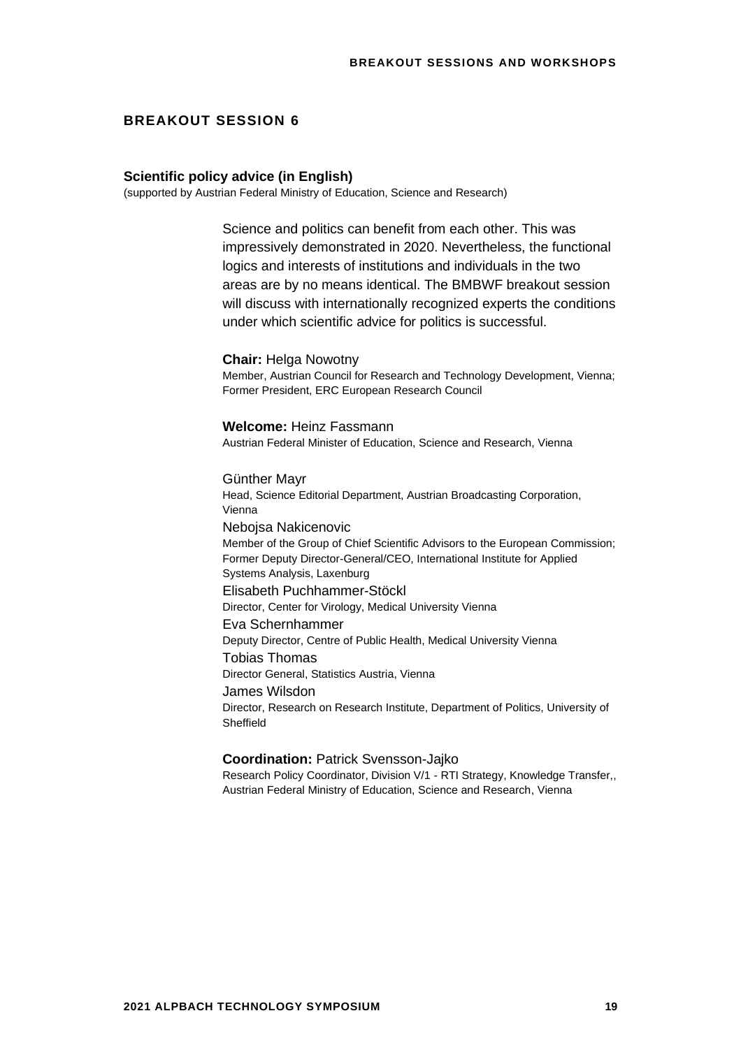## BREAKOUT SESSION 6

### Scientific policy advice (in English)

(supported by Austrian Federal Ministry of Education, Science and Research)

Science and politics can benefit from each other. This was impressively demonstrated in 2020. Nevertheless, the functional logics and interests of institutions and individuals in the two areas are by no means identical. The BMBWF breakout session will discuss with internationally recognized experts the conditions under which scientific advice for politics is successful.

**Chair:** Helga Nowotny
Member, Austrian Council for Research and Technology Development, Vienna; Former President, ERC European Research Council

**Welcome:** Heinz Fassmann
Austrian Federal Minister of Education, Science and Research, Vienna

Günther Mayr
Head, Science Editorial Department, Austrian Broadcasting Corporation, Vienna

Nebojsa Nakicenovic
Member of the Group of Chief Scientific Advisors to the European Commission; Former Deputy Director-General/CEO, International Institute for Applied Systems Analysis, Laxenburg

Elisabeth Puchhammer-Stöckl
Director, Center for Virology, Medical University Vienna

Eva Schernhammer
Deputy Director, Centre of Public Health, Medical University Vienna

Tobias Thomas
Director General, Statistics Austria, Vienna

James Wilsdon
Director, Research on Research Institute, Department of Politics, University of Sheffield

**Coordination:** Patrick Svensson-Jajko
Research Policy Coordinator, Division V/1 - RTI Strategy, Knowledge Transfer,, Austrian Federal Ministry of Education, Science and Research, Vienna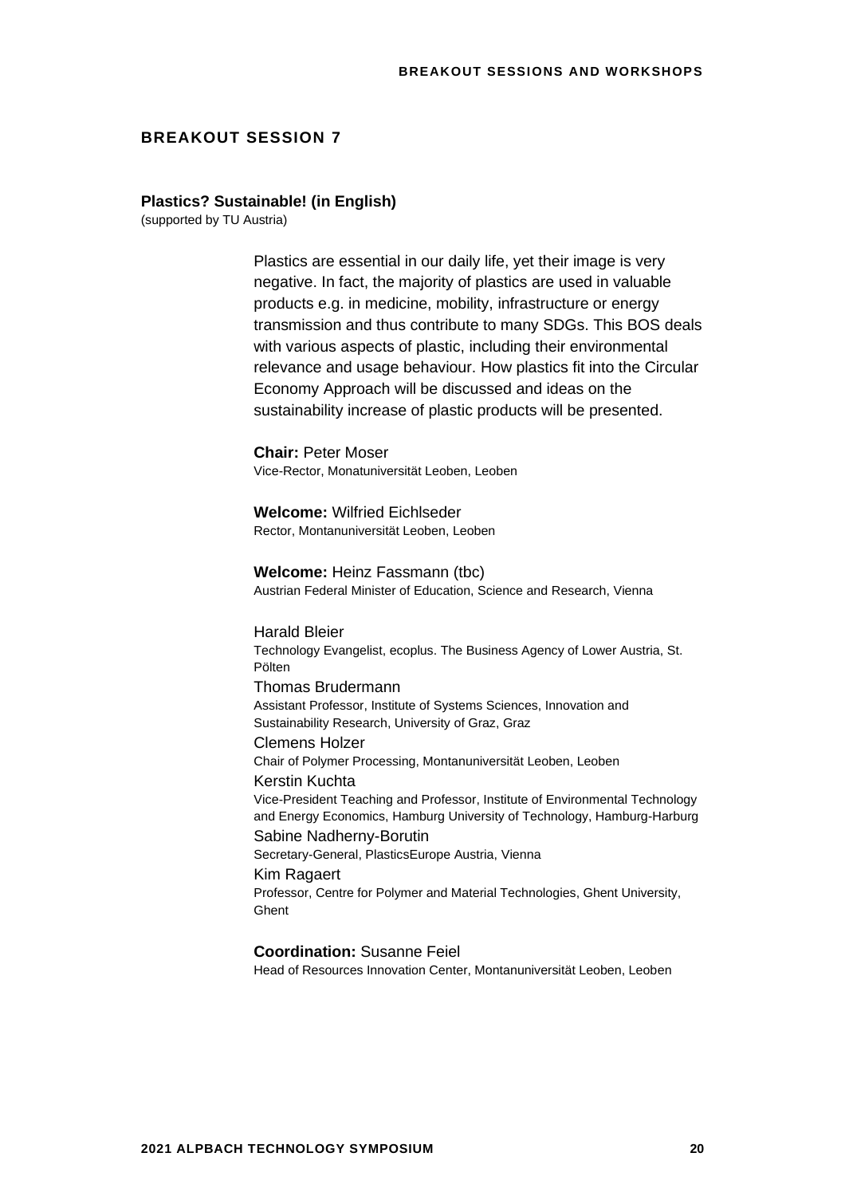## BREAKOUT SESSION 7

### Plastics? Sustainable! (in English)

(supported by TU Austria)

Plastics are essential in our daily life, yet their image is very negative. In fact, the majority of plastics are used in valuable products e.g. in medicine, mobility, infrastructure or energy transmission and thus contribute to many SDGs. This BOS deals with various aspects of plastic, including their environmental relevance and usage behaviour. How plastics fit into the Circular Economy Approach will be discussed and ideas on the sustainability increase of plastic products will be presented.

**Chair:** Peter Moser
Vice-Rector, Monatuniversität Leoben, Leoben

**Welcome:** Wilfried Eichlseder
Rector, Montanuniversität Leoben, Leoben

**Welcome:** Heinz Fassmann (tbc)
Austrian Federal Minister of Education, Science and Research, Vienna

Harald Bleier
Technology Evangelist, ecoplus. The Business Agency of Lower Austria, St. Pölten

Thomas Brudermann
Assistant Professor, Institute of Systems Sciences, Innovation and Sustainability Research, University of Graz, Graz

Clemens Holzer
Chair of Polymer Processing, Montanuniversität Leoben, Leoben

Kerstin Kuchta
Vice-President Teaching and Professor, Institute of Environmental Technology and Energy Economics, Hamburg University of Technology, Hamburg-Harburg

Sabine Nadherny-Borutin
Secretary-General, PlasticsEurope Austria, Vienna

Kim Ragaert
Professor, Centre for Polymer and Material Technologies, Ghent University, Ghent

**Coordination:** Susanne Feiel
Head of Resources Innovation Center, Montanuniversität Leoben, Leoben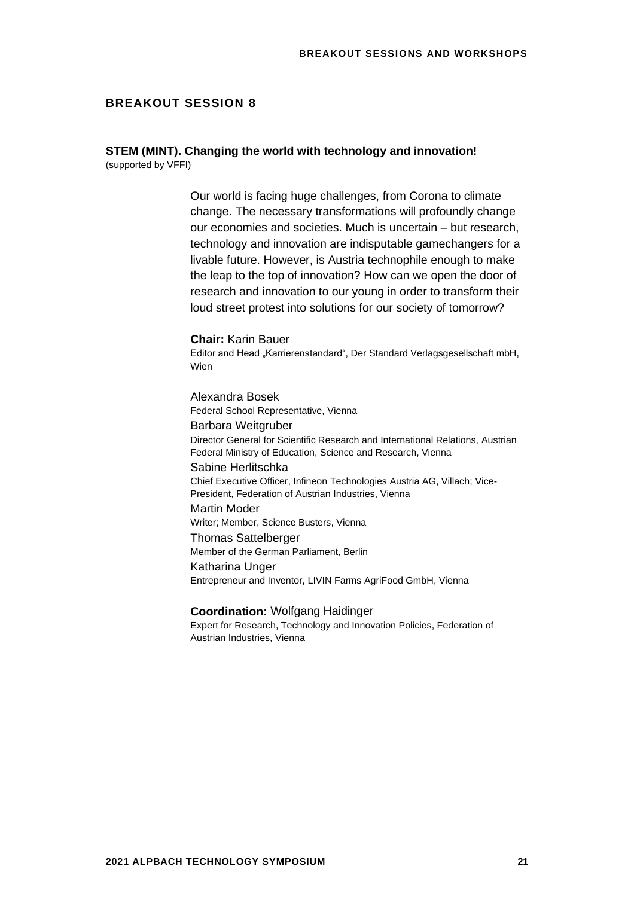## BREAKOUT SESSION 8

**STEM (MINT). Changing the world with technology and innovation!**
(supported by VFFI)

Our world is facing huge challenges, from Corona to climate change. The necessary transformations will profoundly change our economies and societies. Much is uncertain – but research, technology and innovation are indisputable gamechangers for a livable future. However, is Austria technophile enough to make the leap to the top of innovation? How can we open the door of research and innovation to our young in order to transform their loud street protest into solutions for our society of tomorrow?

**Chair:** Karin Bauer
Editor and Head „Karrierenstandard", Der Standard Verlagsgesellschaft mbH, Wien

Alexandra Bosek
Federal School Representative, Vienna

Barbara Weitgruber
Director General for Scientific Research and International Relations, Austrian Federal Ministry of Education, Science and Research, Vienna

Sabine Herlitschka
Chief Executive Officer, Infineon Technologies Austria AG, Villach; Vice-President, Federation of Austrian Industries, Vienna

Martin Moder
Writer; Member, Science Busters, Vienna

Thomas Sattelberger
Member of the German Parliament, Berlin

Katharina Unger
Entrepreneur and Inventor, LIVIN Farms AgriFood GmbH, Vienna

**Coordination:** Wolfgang Haidinger
Expert for Research, Technology and Innovation Policies, Federation of Austrian Industries, Vienna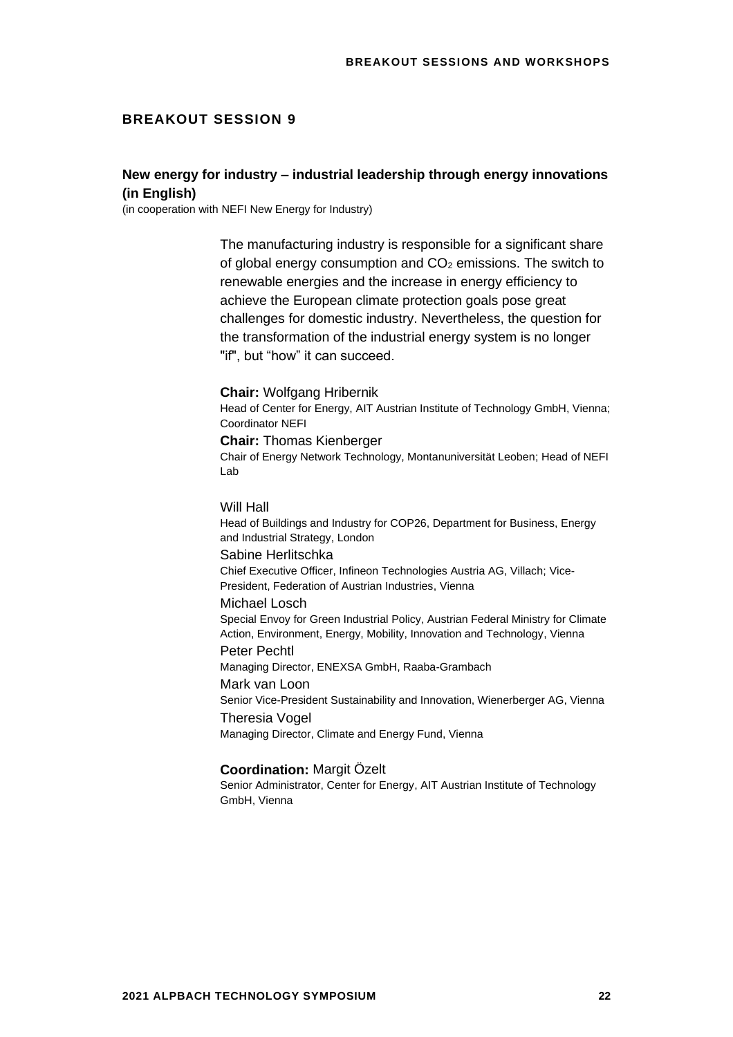## BREAKOUT SESSION 9

### New energy for industry – industrial leadership through energy innovations (in English)

(in cooperation with NEFI New Energy for Industry)

The manufacturing industry is responsible for a significant share of global energy consumption and $CO_2$ emissions. The switch to renewable energies and the increase in energy efficiency to achieve the European climate protection goals pose great challenges for domestic industry. Nevertheless, the question for the transformation of the industrial energy system is no longer "if", but "how" it can succeed.

**Chair:** Wolfgang Hribernik
Head of Center for Energy, AIT Austrian Institute of Technology GmbH, Vienna; Coordinator NEFI

**Chair:** Thomas Kienberger
Chair of Energy Network Technology, Montanuniversität Leoben; Head of NEFI Lab

Will Hall
Head of Buildings and Industry for COP26, Department for Business, Energy and Industrial Strategy, London

Sabine Herlitschka
Chief Executive Officer, Infineon Technologies Austria AG, Villach; Vice-President, Federation of Austrian Industries, Vienna

Michael Losch
Special Envoy for Green Industrial Policy, Austrian Federal Ministry for Climate Action, Environment, Energy, Mobility, Innovation and Technology, Vienna

Peter Pechtl
Managing Director, ENEXSA GmbH, Raaba-Grambach

Mark van Loon
Senior Vice-President Sustainability and Innovation, Wienerberger AG, Vienna

Theresia Vogel
Managing Director, Climate and Energy Fund, Vienna

**Coordination:** Margit Özelt
Senior Administrator, Center for Energy, AIT Austrian Institute of Technology GmbH, Vienna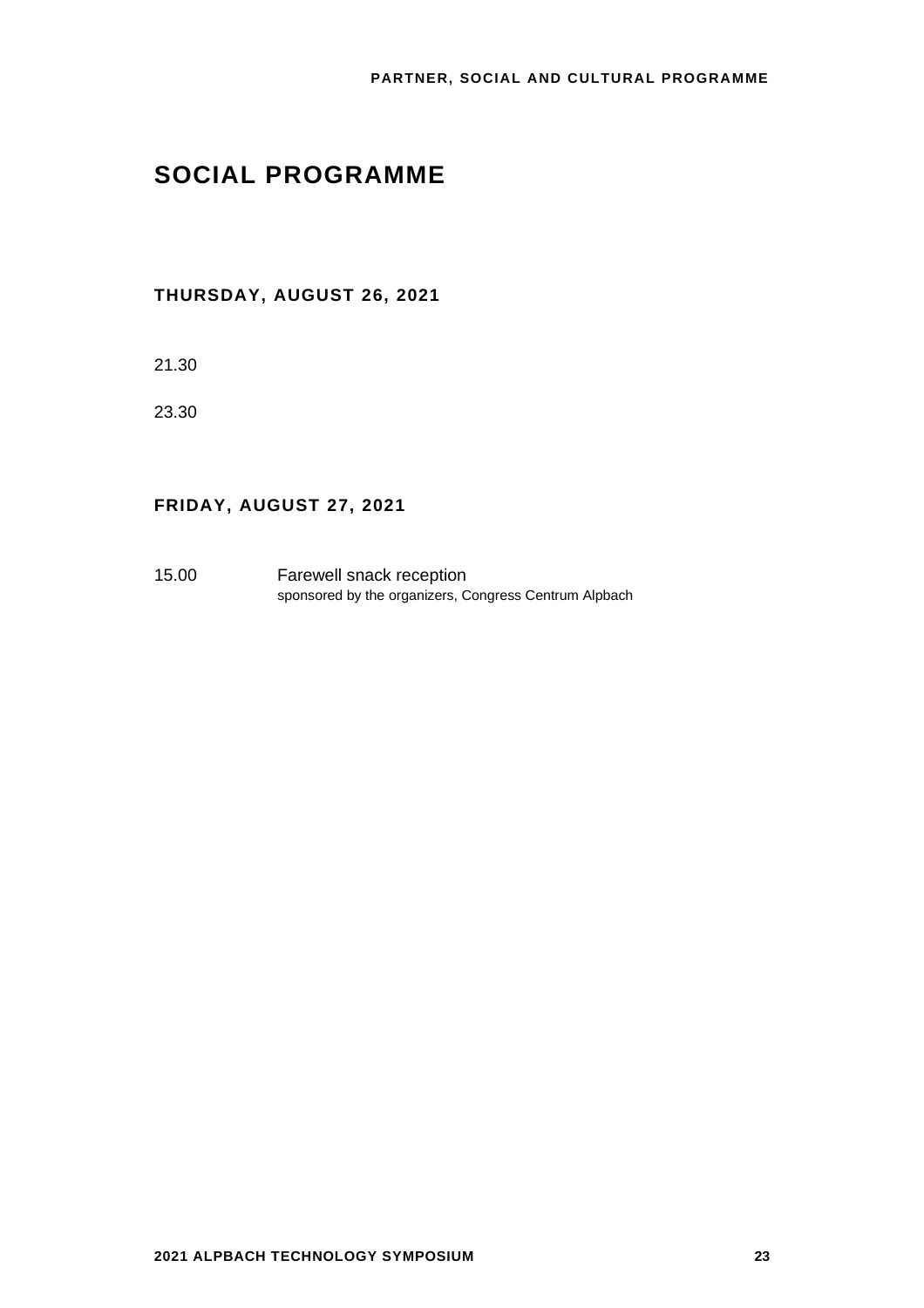# SOCIAL PROGRAMME

### THURSDAY, AUGUST 26, 2021

21.30

23.30

### FRIDAY, AUGUST 27, 2021

15.00 Farewell snack reception
sponsored by the organizers, Congress Centrum Alpbach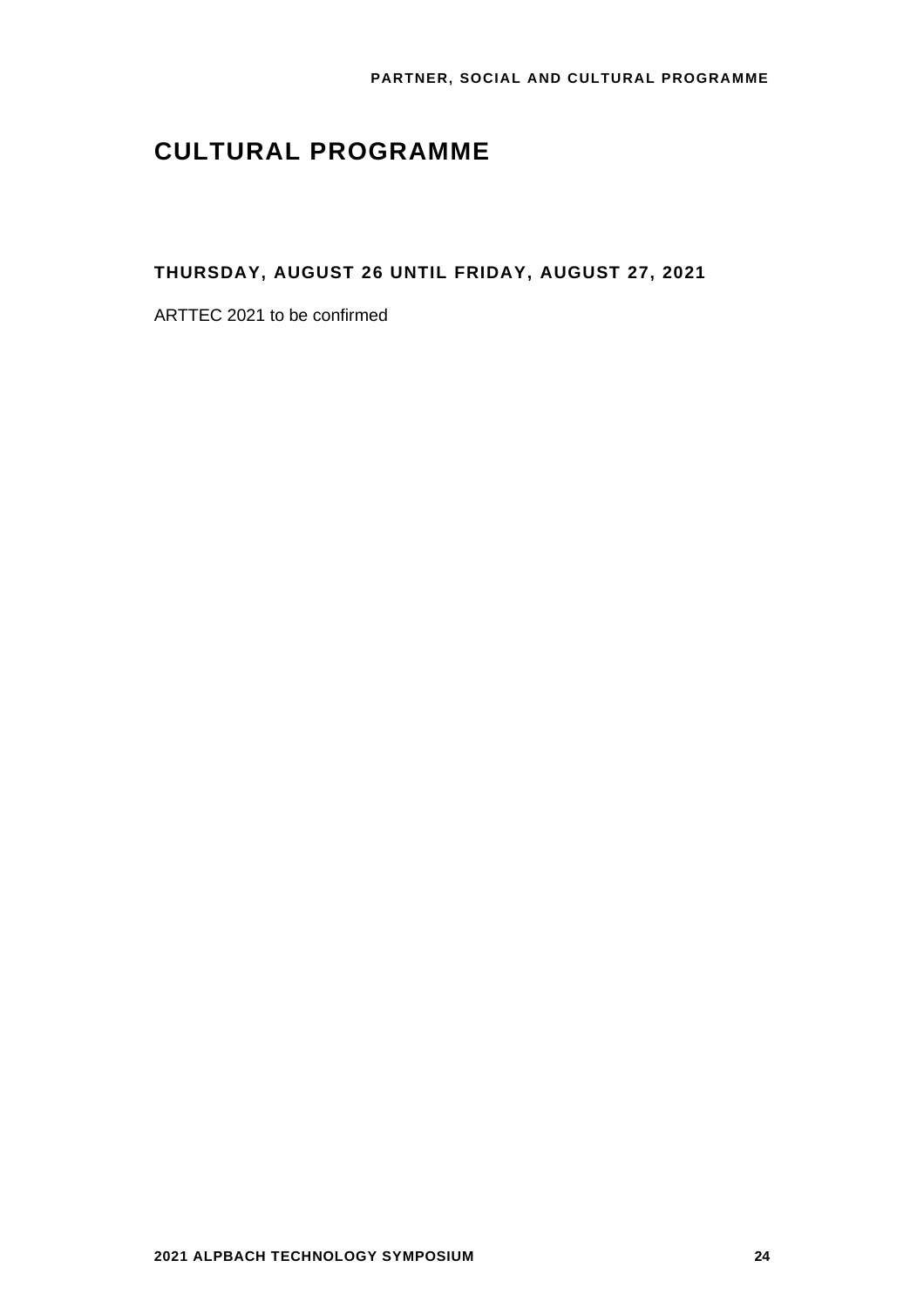# CULTURAL PROGRAMME

### THURSDAY, AUGUST 26 UNTIL FRIDAY, AUGUST 27, 2021

ARTTEC 2021 to be confirmed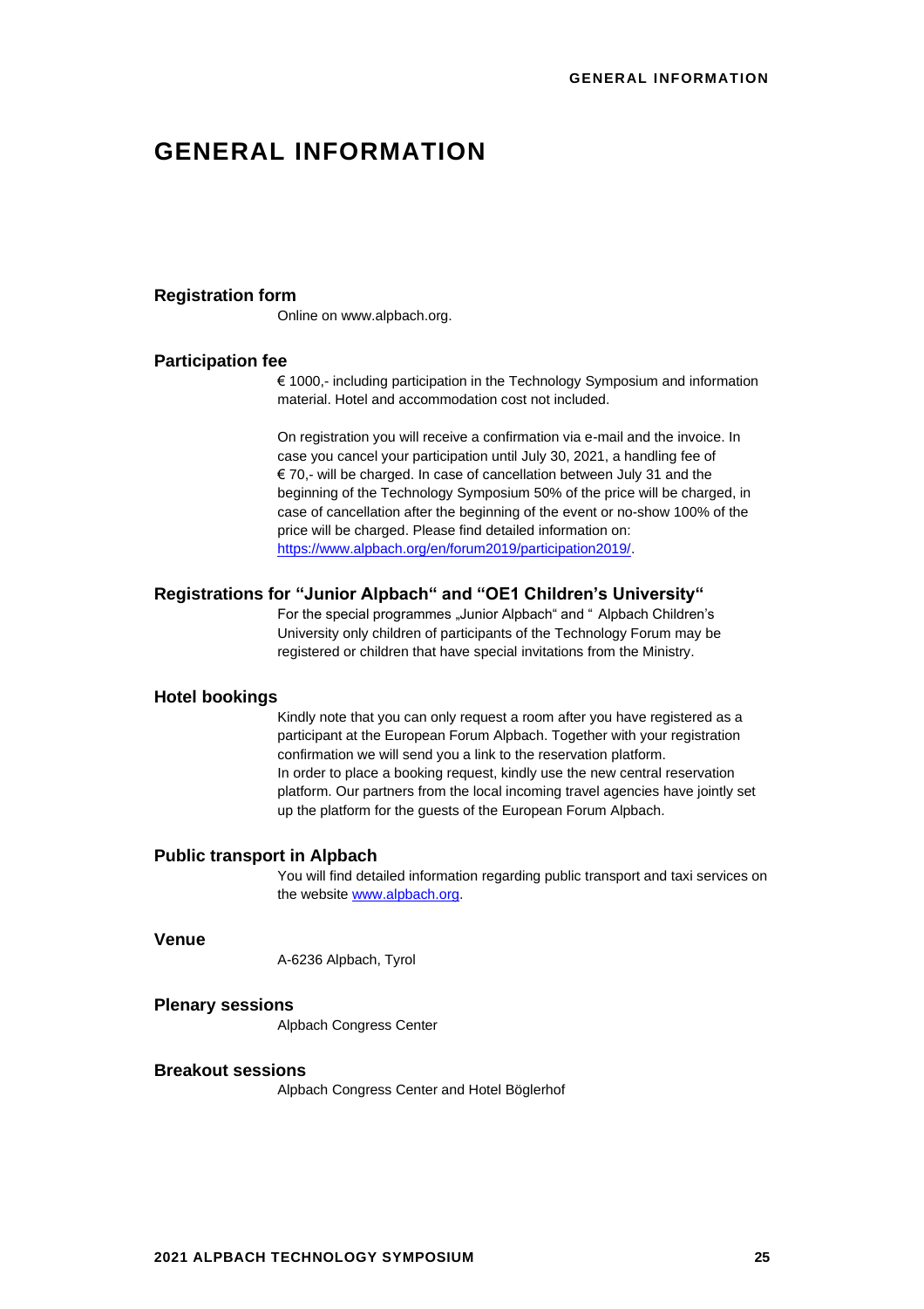# GENERAL INFORMATION

## Registration form

Online on www.alpbach.org.

## Participation fee

€ 1000,- including participation in the Technology Symposium and information material. Hotel and accommodation cost not included.

On registration you will receive a confirmation via e-mail and the invoice. In case you cancel your participation until July 30, 2021, a handling fee of € 70,- will be charged. In case of cancellation between July 31 and the beginning of the Technology Symposium 50% of the price will be charged, in case of cancellation after the beginning of the event or no-show 100% of the price will be charged. Please find detailed information on: https://www.alpbach.org/en/forum2019/participation2019/.

## Registrations for "Junior Alpbach" and "OE1 Children's University"

For the special programmes „Junior Alpbach" and " Alpbach Children's University only children of participants of the Technology Forum may be registered or children that have special invitations from the Ministry.

## Hotel bookings

Kindly note that you can only request a room after you have registered as a participant at the European Forum Alpbach. Together with your registration confirmation we will send you a link to the reservation platform.
In order to place a booking request, kindly use the new central reservation platform. Our partners from the local incoming travel agencies have jointly set up the platform for the guests of the European Forum Alpbach.

## Public transport in Alpbach

You will find detailed information regarding public transport and taxi services on the website www.alpbach.org.

## Venue

A-6236 Alpbach, Tyrol

## Plenary sessions

Alpbach Congress Center

## Breakout sessions

Alpbach Congress Center and Hotel Böglerhof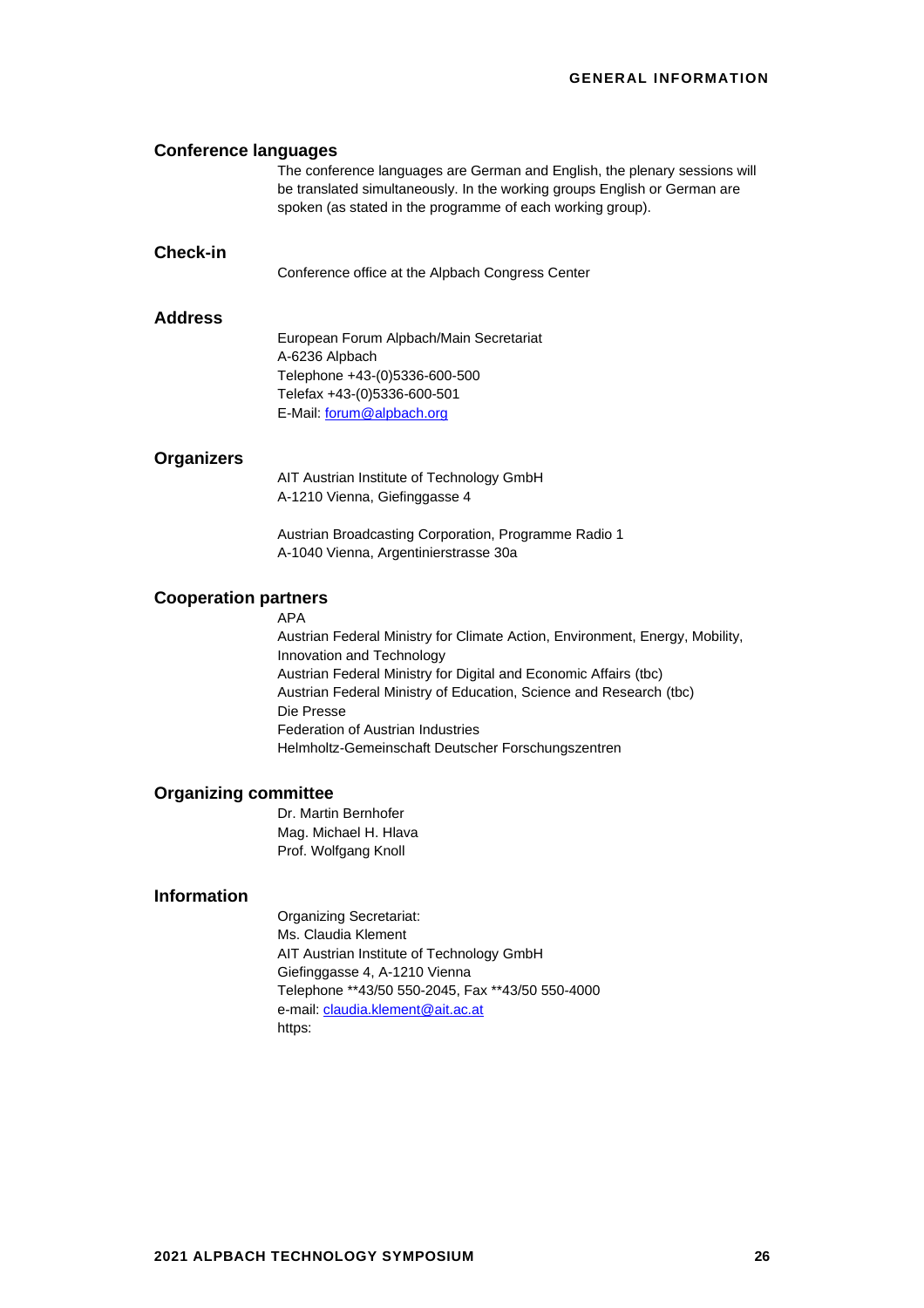## Conference languages

The conference languages are German and English, the plenary sessions will be translated simultaneously. In the working groups English or German are spoken (as stated in the programme of each working group).

## Check-in

Conference office at the Alpbach Congress Center

## Address

European Forum Alpbach/Main Secretariat
A-6236 Alpbach
Telephone +43-(0)5336-600-500
Telefax +43-(0)5336-600-501
E-Mail: forum@alpbach.org

## Organizers

AIT Austrian Institute of Technology GmbH
A-1210 Vienna, Giefinggasse 4

Austrian Broadcasting Corporation, Programme Radio 1
A-1040 Vienna, Argentinierstrasse 30a

## Cooperation partners

APA
Austrian Federal Ministry for Climate Action, Environment, Energy, Mobility, Innovation and Technology
Austrian Federal Ministry for Digital and Economic Affairs (tbc)
Austrian Federal Ministry of Education, Science and Research (tbc)
Die Presse
Federation of Austrian Industries
Helmholtz-Gemeinschaft Deutscher Forschungszentren

## Organizing committee

Dr. Martin Bernhofer
Mag. Michael H. Hlava
Prof. Wolfgang Knoll

## Information

Organizing Secretariat:
Ms. Claudia Klement
AIT Austrian Institute of Technology GmbH
Giefinggasse 4, A-1210 Vienna
Telephone **43/50 550-2045, Fax **43/50 550-4000
e-mail: claudia.klement@ait.ac.at
https: